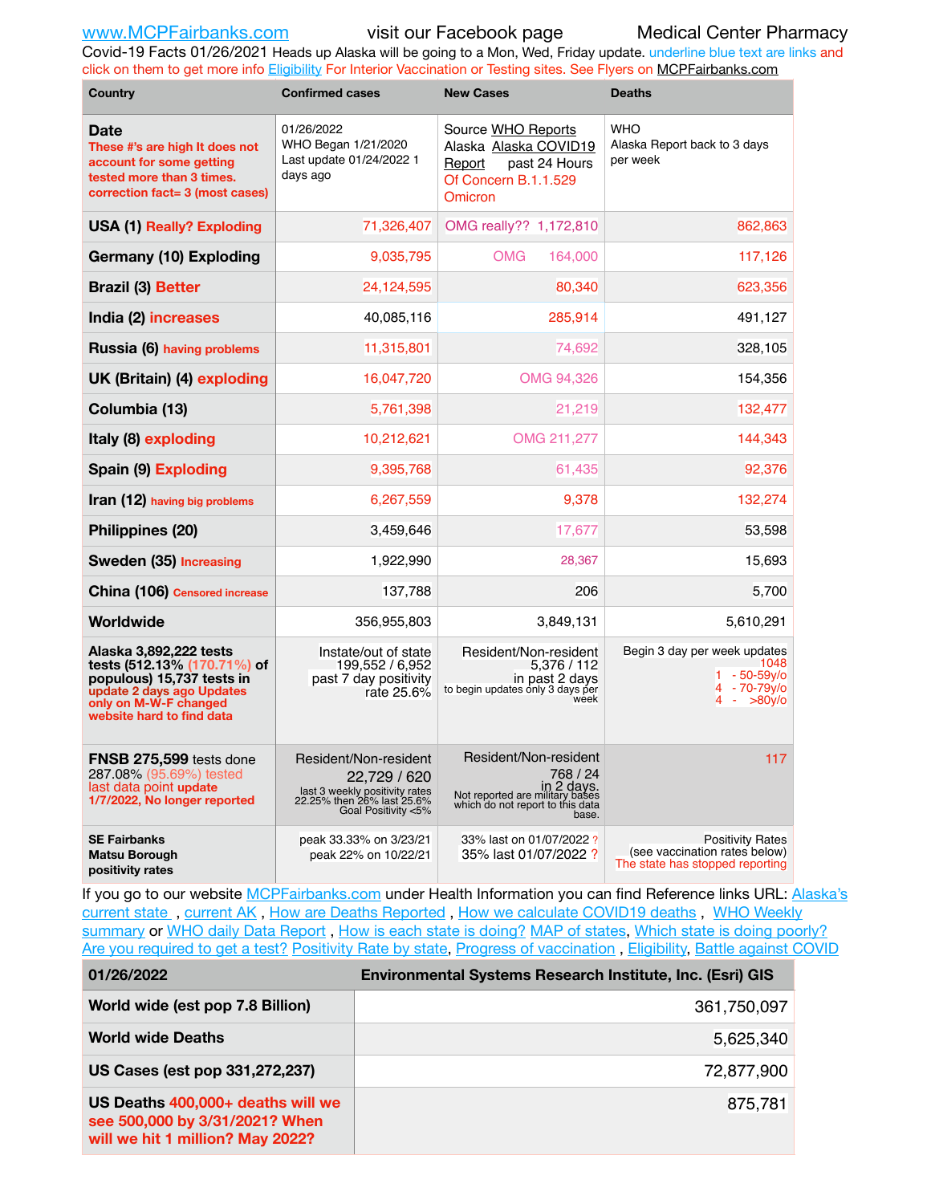www.MCPFairbanks.com visit our Facebook page Medical Center Pharmacy

Covid-19 Facts 01/26/2021 Heads up Alaska will be going to a Mon, Wed, Friday update. underline blue text are links and click on them to get more info Eligibility For Interior Vaccination or Testing sites. See Flyers on MCPFairbanks.com

| Country | Confirmed cases | New Cases | Deaths |
|---|---|---|---|
| **Date** These #'s are high It does not account for some getting tested more than 3 times. correction fact= 3 (most cases) | 01/26/2022 WHO Began 1/21/2020 Last update 01/24/2022 1 days ago | Source WHO Reports Alaska Alaska COVID19 Report past 24 Hours Of Concern B.1.1.529 Omicron | WHO Alaska Report back to 3 days per week |
| **USA (1)** Really? Exploding | 71,326,407 | OMG really?? 1,172,810 | 862,863 |
| **Germany (10) Exploding** | 9,035,795 | OMG 164,000 | 117,126 |
| **Brazil (3)** Better | 24,124,595 | 80,340 | 623,356 |
| **India (2)** increases | 40,085,116 | 285,914 | 491,127 |
| **Russia (6)** having problems | 11,315,801 | 74,692 | 328,105 |
| **UK (Britain) (4)** exploding | 16,047,720 | OMG 94,326 | 154,356 |
| **Columbia (13)** | 5,761,398 | 21,219 | 132,477 |
| **Italy (8)** exploding | 10,212,621 | OMG 211,277 | 144,343 |
| **Spain (9)** Exploding | 9,395,768 | 61,435 | 92,376 |
| **Iran (12)** having big problems | 6,267,559 | 9,378 | 132,274 |
| **Philippines (20)** | 3,459,646 | 17,677 | 53,598 |
| **Sweden (35)** Increasing | 1,922,990 | 28,367 | 15,693 |
| **China (106)** Censored increase | 137,788 | 206 | 5,700 |
| **Worldwide** | 356,955,803 | 3,849,131 | 5,610,291 |
| **Alaska 3,892,222 tests tests (512.13% (170.71%) of populous) 15,737 tests in** update 2 days ago Updates only on M-W-F changed website hard to find data | Instate/out of state 199,552 / 6,952 past 7 day positivity rate 25.6% | Resident/Non-resident 5,376 / 112 in past 2 days to begin updates only 3 days per week | Begin 3 day per week updates 1048 1 - 50-59y/o 4 - 70-79y/o 4 - >80y/o |
| **FNSB 275,599** tests done 287.08% (95.69%) tested last data point update 1/7/2022, No longer reported | Resident/Non-resident 22,729 / 620 last 3 weekly positivity rates 22.25% then 26% last 25.6% Goal Positivity <5% | Resident/Non-resident 768 / 24 in 2 days. Not reported are military bases which do not report to this data base. | 117 |
| **SE Fairbanks Matsu Borough positivity rates** | peak 33.33% on 3/23/21 peak 22% on 10/22/21 | 33% last on 01/07/2022 ? 35% last 01/07/2022 ? | Positivity Rates (see vaccination rates below) The state has stopped reporting |

If you go to our website MCPFairbanks.com under Health Information you can find Reference links URL: Alaska's current state , current AK , How are Deaths Reported , How we calculate COVID19 deaths , WHO Weekly summary or WHO daily Data Report , How is each state is doing? MAP of states, Which state is doing poorly? Are you required to get a test? Positivity Rate by state, Progress of vaccination , Eligibility, Battle against COVID

| 01/26/2022 | Environmental Systems Research Institute, Inc. (Esri) GIS |
|---|---|
| **World wide (est pop 7.8 Billion)** | 361,750,097 |
| **World wide Deaths** | 5,625,340 |
| **US Cases (est pop 331,272,237)** | 72,877,900 |
| **US Deaths** 400,000+ deaths will we see 500,000 by 3/31/2021? When will we hit 1 million? May 2022? | 875,781 |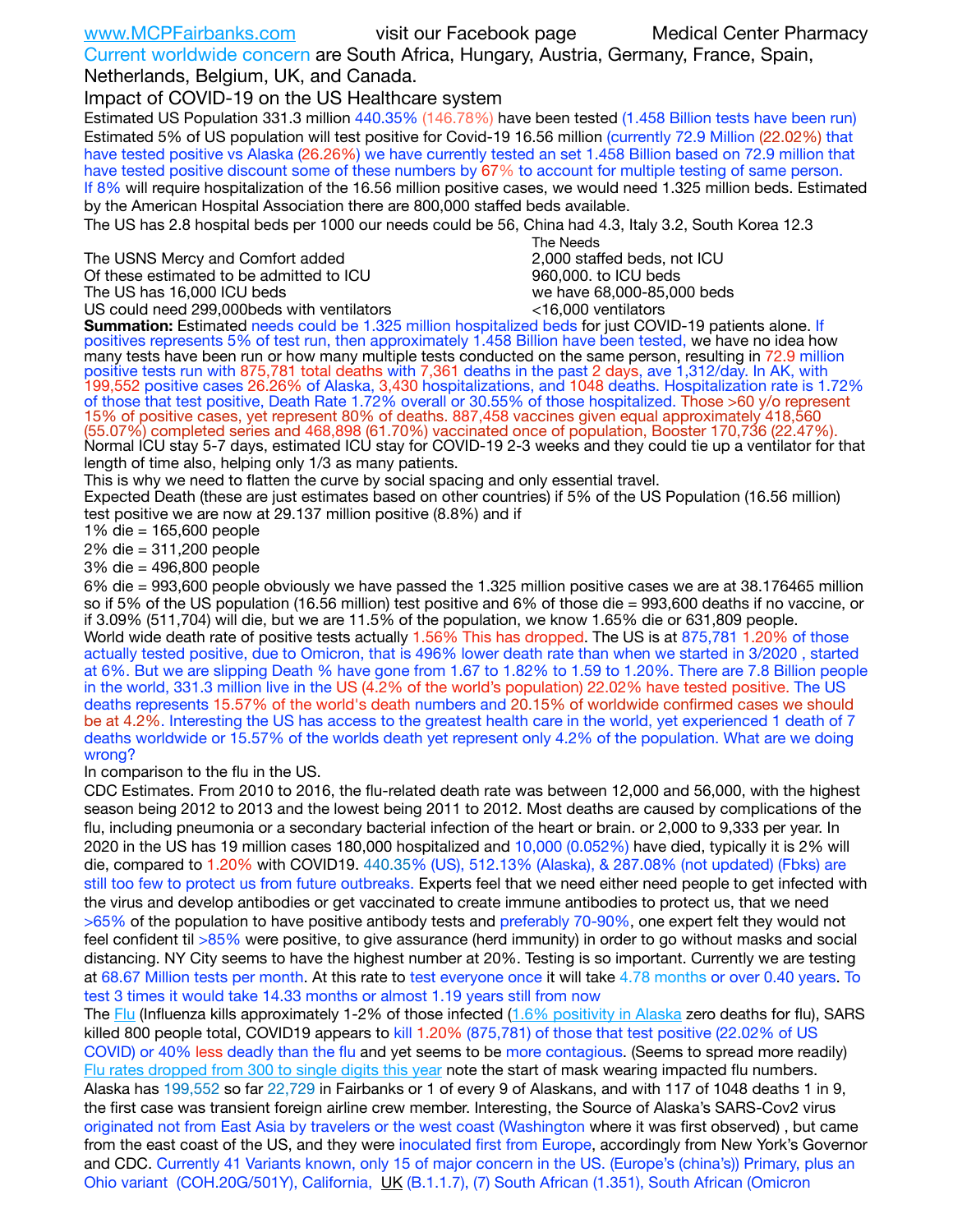www.MCPFairbanks.com visit our Facebook page Medical Center Pharmacy

Current worldwide concern are South Africa, Hungary, Austria, Germany, France, Spain, Netherlands, Belgium, UK, and Canada.

Impact of COVID-19 on the US Healthcare system

Estimated US Population 331.3 million 440.35% (146.78%) have been tested (1.458 Billion tests have been run) Estimated 5% of US population will test positive for Covid-19 16.56 million (currently 72.9 Million (22.02%) that have tested positive vs Alaska (26.26%) we have currently tested an set 1.458 Billion based on 72.9 million that have tested positive discount some of these numbers by 67% to account for multiple testing of same person. If 8% will require hospitalization of the 16.56 million positive cases, we would need 1.325 million beds. Estimated by the American Hospital Association there are 800,000 staffed beds available.

The US has 2.8 hospital beds per 1000 our needs could be 56, China had 4.3, Italy 3.2, South Korea 12.3

| | The Needs |
|---|---|
| The USNS Mercy and Comfort added | 2,000 staffed beds, not ICU |
| Of these estimated to be admitted to ICU | 960,000. to ICU beds |
| The US has 16,000 ICU beds | we have 68,000-85,000 beds |
| US could need 299,000beds with ventilators | <16,000 ventilators |

**Summation:** Estimated needs could be 1.325 million hospitalized beds for just COVID-19 patients alone. If positives represents 5% of test run, then approximately 1.458 Billion have been tested, we have no idea how many tests have been run or how many multiple tests conducted on the same person, resulting in 72.9 million positive tests run with 875,781 total deaths with 7,361 deaths in the past 2 days, ave 1,312/day. In AK, with 199,552 positive cases 26.26% of Alaska, 3,430 hospitalizations, and 1048 deaths. Hospitalization rate is 1.72% of those that test positive, Death Rate 1.72% overall or 30.55% of those hospitalized. Those >60 y/o represent 15% of positive cases, yet represent 80% of deaths. 887,458 vaccines given equal approximately 418,560 (55.07%) completed series and 468,898 (61.70%) vaccinated once of population, Booster 170,736 (22.47%).

Normal ICU stay 5-7 days, estimated ICU stay for COVID-19 2-3 weeks and they could tie up a ventilator for that length of time also, helping only 1/3 as many patients.

This is why we need to flatten the curve by social spacing and only essential travel.

Expected Death (these are just estimates based on other countries) if 5% of the US Population (16.56 million) test positive we are now at 29.137 million positive (8.8%) and if

1% die = 165,600 people

2% die = 311,200 people

3% die = 496,800 people

6% die = 993,600 people obviously we have passed the 1.325 million positive cases we are at 38.176465 million so if 5% of the US population (16.56 million) test positive and 6% of those die = 993,600 deaths if no vaccine, or if 3.09% (511,704) will die, but we are 11.5% of the population, we know 1.65% die or 631,809 people.

World wide death rate of positive tests actually 1.56% This has dropped. The US is at 875,781 1.20% of those actually tested positive, due to Omicron, that is 496% lower death rate than when we started in 3/2020 , started at 6%. But we are slipping Death % have gone from 1.67 to 1.82% to 1.59 to 1.20%. There are 7.8 Billion people in the world, 331.3 million live in the US (4.2% of the world's population) 22.02% have tested positive. The US deaths represents 15.57% of the world's death numbers and 20.15% of worldwide confirmed cases we should be at 4.2%. Interesting the US has access to the greatest health care in the world, yet experienced 1 death of 7 deaths worldwide or 15.57% of the worlds death yet represent only 4.2% of the population. What are we doing wrong?

In comparison to the flu in the US.

CDC Estimates. From 2010 to 2016, the flu-related death rate was between 12,000 and 56,000, with the highest season being 2012 to 2013 and the lowest being 2011 to 2012. Most deaths are caused by complications of the flu, including pneumonia or a secondary bacterial infection of the heart or brain. or 2,000 to 9,333 per year. In 2020 in the US has 19 million cases 180,000 hospitalized and 10,000 (0.052%) have died, typically it is 2% will die, compared to 1.20% with COVID19. 440.35% (US), 512.13% (Alaska), & 287.08% (not updated) (Fbks) are still too few to protect us from future outbreaks. Experts feel that we need either need people to get infected with the virus and develop antibodies or get vaccinated to create immune antibodies to protect us, that we need >65% of the population to have positive antibody tests and preferably 70-90%, one expert felt they would not feel confident til >85% were positive, to give assurance (herd immunity) in order to go without masks and social distancing. NY City seems to have the highest number at 20%. Testing is so important. Currently we are testing at 68.67 Million tests per month. At this rate to test everyone once it will take 4.78 months or over 0.40 years. To test 3 times it would take 14.33 months or almost 1.19 years still from now

The Flu (Influenza kills approximately 1-2% of those infected (1.6% positivity in Alaska zero deaths for flu), SARS killed 800 people total, COVID19 appears to kill 1.20% (875,781) of those that test positive (22.02% of US COVID) or 40% less deadly than the flu and yet seems to be more contagious. (Seems to spread more readily) Flu rates dropped from 300 to single digits this year note the start of mask wearing impacted flu numbers.

Alaska has 199,552 so far 22,729 in Fairbanks or 1 of every 9 of Alaskans, and with 117 of 1048 deaths 1 in 9, the first case was transient foreign airline crew member. Interesting, the Source of Alaska's SARS-Cov2 virus originated not from East Asia by travelers or the west coast (Washington where it was first observed) , but came from the east coast of the US, and they were inoculated first from Europe, accordingly from New York's Governor and CDC. Currently 41 Variants known, only 15 of major concern in the US. (Europe's (china's)) Primary, plus an Ohio variant (COH.20G/501Y), California, UK (B.1.1.7), (7) South African (1.351), South African (Omicron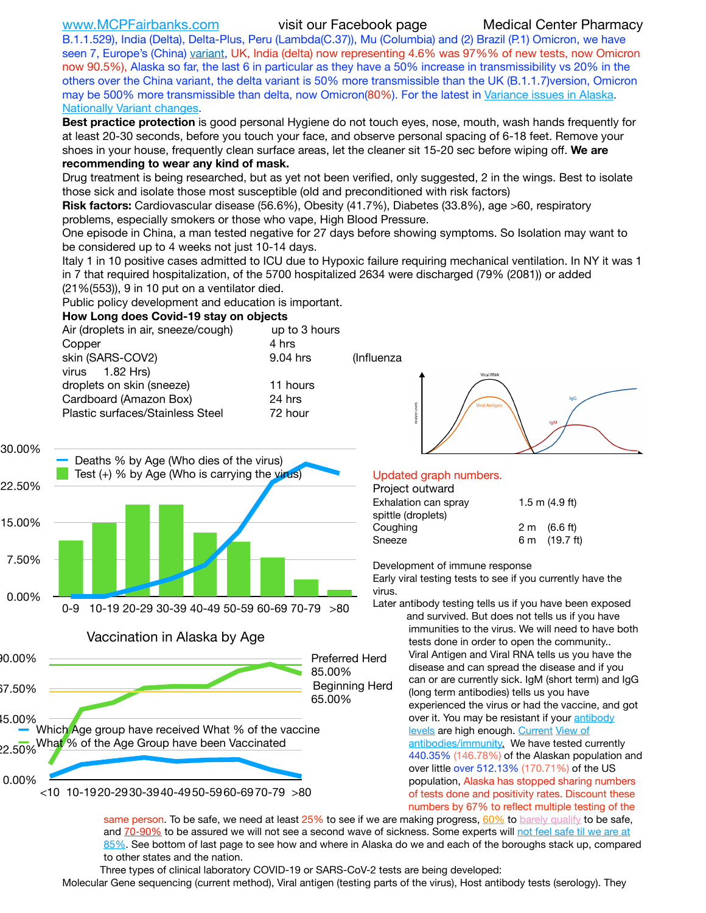www.MCPFairbanks.com visit our Facebook page Medical Center Pharmacy

B.1.1.529), India (Delta), Delta-Plus, Peru (Lambda(C.37)), Mu (Columbia) and (2) Brazil (P.1) Omicron, we have seen 7, Europe's (China) variant, UK, India (delta) now representing 4.6% was 97%% of new tests, now Omicron now 90.5%), Alaska so far, the last 6 in particular as they have a 50% increase in transmissibility vs 20% in the others over the China variant, the delta variant is 50% more transmissible than the UK (B.1.1.7)version, Omicron may be 500% more transmissible than delta, now Omicron(80%). For the latest in Variance issues in Alaska. Nationally Variant changes.

**Best practice protection** is good personal Hygiene do not touch eyes, nose, mouth, wash hands frequently for at least 20-30 seconds, before you touch your face, and observe personal spacing of 6-18 feet. Remove your shoes in your house, frequently clean surface areas, let the cleaner sit 15-20 sec before wiping off. **We are recommending to wear any kind of mask.**

Drug treatment is being researched, but as yet not been verified, only suggested, 2 in the wings. Best to isolate those sick and isolate those most susceptible (old and preconditioned with risk factors)

**Risk factors:** Cardiovascular disease (56.6%), Obesity (41.7%), Diabetes (33.8%), age >60, respiratory problems, especially smokers or those who vape, High Blood Pressure.

One episode in China, a man tested negative for 27 days before showing symptoms. So Isolation may want to be considered up to 4 weeks not just 10-14 days.

Italy 1 in 10 positive cases admitted to ICU due to Hypoxic failure requiring mechanical ventilation. In NY it was 1 in 7 that required hospitalization, of the 5700 hospitalized 2634 were discharged (79% (2081)) or added (21%(553)), 9 in 10 put on a ventilator died.

Public policy development and education is important.

**How Long does Covid-19 stay on objects**

| | |
|---|---|
| Air (droplets in air, sneeze/cough) | up to 3 hours |
| Copper | 4 hrs |
| skin (SARS-COV2) | 9.04 hrs (Influenza virus 1.82 Hrs) |
| droplets on skin (sneeze) | 11 hours |
| Cardboard (Amazon Box) | 24 hrs |
| Plastic surfaces/Stainless Steel | 72 hour |

Updated graph numbers.

Project outward

| | |
|---|---|
| Exhalation can spray spittle (droplets) | 1.5 m (4.9 ft) |
| Coughing | 2 m (6.6 ft) |
| Sneeze | 6 m (19.7 ft) |

Development of immune response

Early viral testing tests to see if you currently have the virus.

Later antibody testing tells us if you have been exposed and survived. But does not tells us if you have immunities to the virus. We will need to have both tests done in order to open the community.. Viral Antigen and Viral RNA tells us you have the disease and can spread the disease and if you can or are currently sick. IgM (short term) and IgG (long term antibodies) tells us you have experienced the virus or had the vaccine, and got over it. You may be resistant if your antibody levels are high enough. Current View of antibodies/immunity. We have tested currently 440.35% (146.78%) of the Alaskan population and over little over 512.13% (170.71%) of the US population, Alaska has stopped sharing numbers of tests done and positivity rates. Discount these numbers by 67% to reflect multiple testing of the same person. To be safe, we need at least 25% to see if we are making progress, 60% to barely qualify to be safe, and 70-90% to be assured we will not see a second wave of sickness. Some experts will not feel safe til we are at 85%. See bottom of last page to see how and where in Alaska do we and each of the boroughs stack up, compared to other states and the nation.

Three types of clinical laboratory COVID-19 or SARS-CoV-2 tests are being developed:

Molecular Gene sequencing (current method), Viral antigen (testing parts of the virus), Host antibody tests (serology). They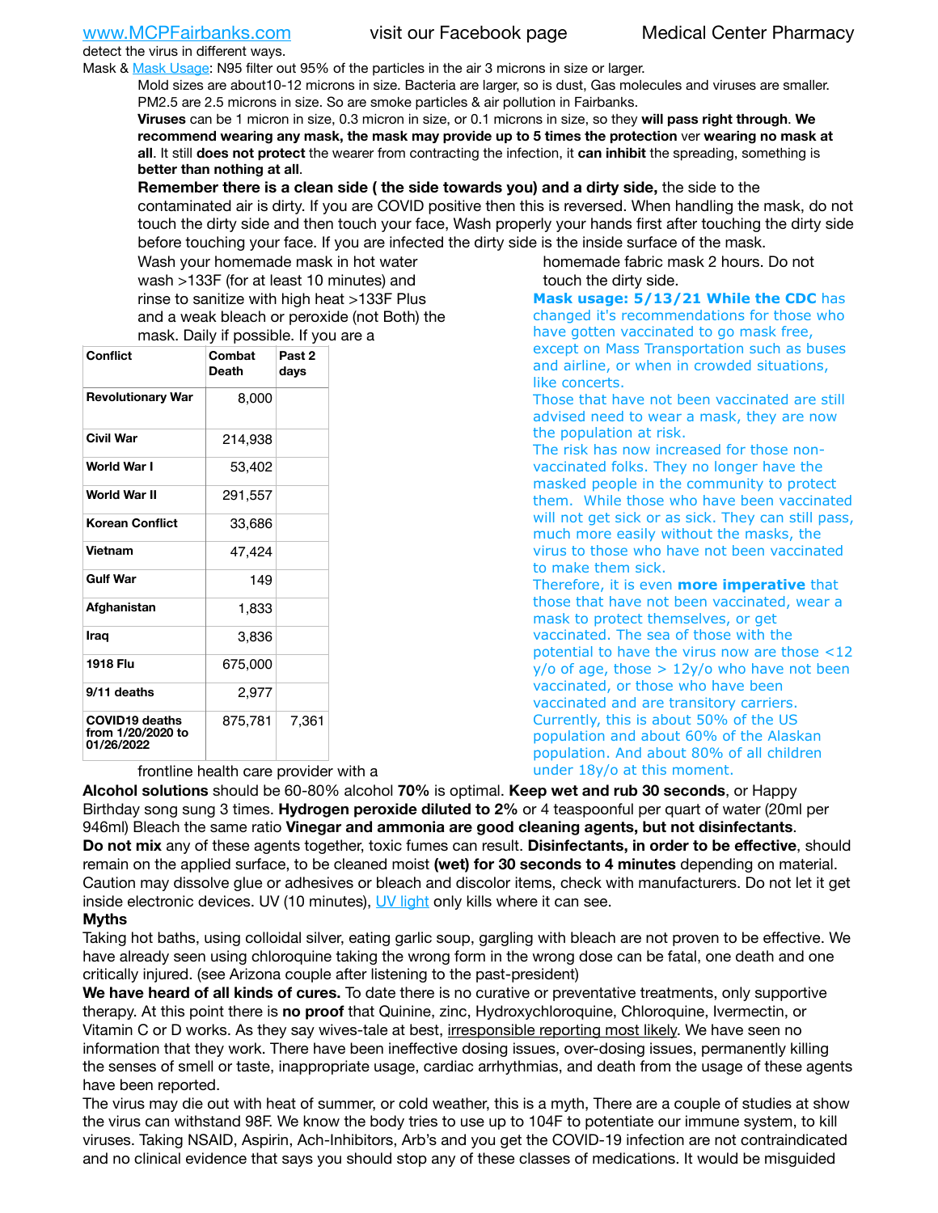detect the virus in different ways.

Mask & Mask Usage: N95 filter out 95% of the particles in the air 3 microns in size or larger.

Mold sizes are about10-12 microns in size. Bacteria are larger, so is dust, Gas molecules and viruses are smaller. PM2.5 are 2.5 microns in size. So are smoke particles & air pollution in Fairbanks.

**Viruses** can be 1 micron in size, 0.3 micron in size, or 0.1 microns in size, so they **will pass right through**. **We recommend wearing any mask, the mask may provide up to 5 times the protection** ver **wearing no mask at all**. It still **does not protect** the wearer from contracting the infection, it **can inhibit** the spreading, something is **better than nothing at all**.

**Remember there is a clean side ( the side towards you) and a dirty side,** the side to the contaminated air is dirty. If you are COVID positive then this is reversed. When handling the mask, do not touch the dirty side and then touch your face, Wash properly your hands first after touching the dirty side before touching your face. If you are infected the dirty side is the inside surface of the mask.

Wash your homemade mask in hot water wash >133F (for at least 10 minutes) and rinse to sanitize with high heat >133F Plus and a weak bleach or peroxide (not Both) the mask. Daily if possible. If you are a frontline health care provider with a homemade fabric mask 2 hours. Do not touch the dirty side.

| Conflict | Combat Death | Past 2 days |
|---|---|---|
| Revolutionary War | 8,000 | |
| Civil War | 214,938 | |
| World War I | 53,402 | |
| World War II | 291,557 | |
| Korean Conflict | 33,686 | |
| Vietnam | 47,424 | |
| Gulf War | 149 | |
| Afghanistan | 1,833 | |
| Iraq | 3,836 | |
| 1918 Flu | 675,000 | |
| 9/11 deaths | 2,977 | |
| COVID19 deaths from 1/20/2020 to 01/26/2022 | 875,781 | 7,361 |

**Mask usage: 5/13/21 While the CDC** has changed it's recommendations for those who have gotten vaccinated to go mask free, except on Mass Transportation such as buses and airline, or when in crowded situations, like concerts.

Those that have not been vaccinated are still advised need to wear a mask, they are now the population at risk.

The risk has now increased for those non-vaccinated folks. They no longer have the masked people in the community to protect them. While those who have been vaccinated will not get sick or as sick. They can still pass, much more easily without the masks, the virus to those who have not been vaccinated to make them sick.

Therefore, it is even **more imperative** that those that have not been vaccinated, wear a mask to protect themselves, or get vaccinated. The sea of those with the potential to have the virus now are those <12 y/o of age, those > 12y/o who have not been vaccinated, or those who have been vaccinated and are transitory carriers. Currently, this is about 50% of the US population and about 60% of the Alaskan population. And about 80% of all children under 18y/o at this moment.

**Alcohol solutions** should be 60-80% alcohol **70%** is optimal. **Keep wet and rub 30 seconds**, or Happy Birthday song sung 3 times. **Hydrogen peroxide diluted to 2%** or 4 teaspoonful per quart of water (20ml per 946ml) Bleach the same ratio **Vinegar and ammonia are good cleaning agents, but not disinfectants**. **Do not mix** any of these agents together, toxic fumes can result. **Disinfectants, in order to be effective**, should remain on the applied surface, to be cleaned moist **(wet) for 30 seconds to 4 minutes** depending on material. Caution may dissolve glue or adhesives or bleach and discolor items, check with manufacturers. Do not let it get inside electronic devices. UV (10 minutes), UV light only kills where it can see.

**Myths**

Taking hot baths, using colloidal silver, eating garlic soup, gargling with bleach are not proven to be effective. We have already seen using chloroquine taking the wrong form in the wrong dose can be fatal, one death and one critically injured. (see Arizona couple after listening to the past-president)

**We have heard of all kinds of cures.** To date there is no curative or preventative treatments, only supportive therapy. At this point there is **no proof** that Quinine, zinc, Hydroxychloroquine, Chloroquine, Ivermectin, or Vitamin C or D works. As they say wives-tale at best, irresponsible reporting most likely. We have seen no information that they work. There have been ineffective dosing issues, over-dosing issues, permanently killing the senses of smell or taste, inappropriate usage, cardiac arrhythmias, and death from the usage of these agents have been reported.

The virus may die out with heat of summer, or cold weather, this is a myth, There are a couple of studies at show the virus can withstand 98F. We know the body tries to use up to 104F to potentiate our immune system, to kill viruses. Taking NSAID, Aspirin, Ach-Inhibitors, Arb's and you get the COVID-19 infection are not contraindicated and no clinical evidence that says you should stop any of these classes of medications. It would be misguided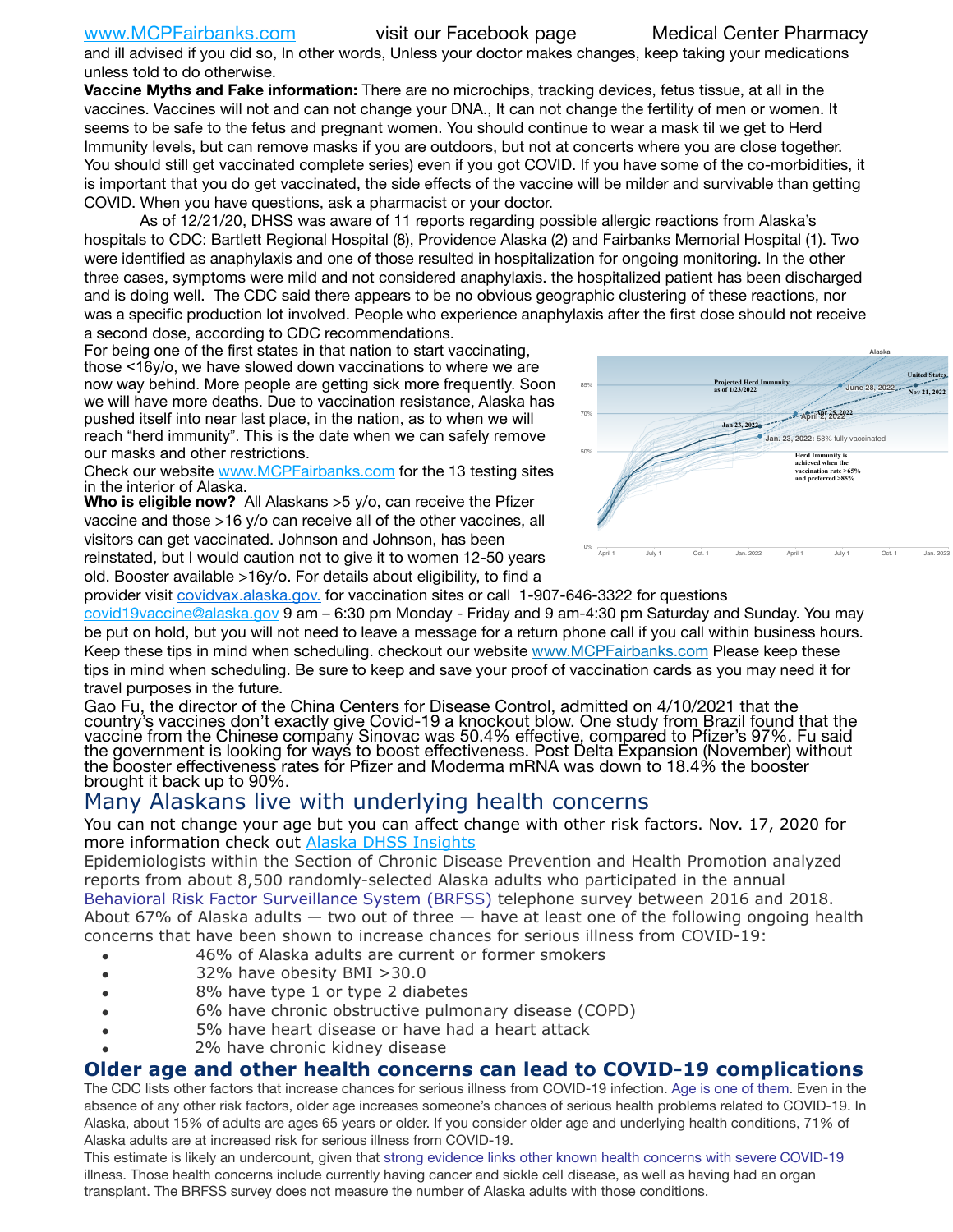and ill advised if you did so, In other words, Unless your doctor makes changes, keep taking your medications unless told to do otherwise.

**Vaccine Myths and Fake information:** There are no microchips, tracking devices, fetus tissue, at all in the vaccines. Vaccines will not and can not change your DNA., It can not change the fertility of men or women. It seems to be safe to the fetus and pregnant women. You should continue to wear a mask til we get to Herd Immunity levels, but can remove masks if you are outdoors, but not at concerts where you are close together. You should still get vaccinated complete series) even if you got COVID. If you have some of the co-morbidities, it is important that you do get vaccinated, the side effects of the vaccine will be milder and survivable than getting COVID. When you have questions, ask a pharmacist or your doctor.

As of 12/21/20, DHSS was aware of 11 reports regarding possible allergic reactions from Alaska's hospitals to CDC: Bartlett Regional Hospital (8), Providence Alaska (2) and Fairbanks Memorial Hospital (1). Two were identified as anaphylaxis and one of those resulted in hospitalization for ongoing monitoring. In the other three cases, symptoms were mild and not considered anaphylaxis. the hospitalized patient has been discharged and is doing well. The CDC said there appears to be no obvious geographic clustering of these reactions, nor was a specific production lot involved. People who experience anaphylaxis after the first dose should not receive a second dose, according to CDC recommendations.

For being one of the first states in that nation to start vaccinating, those <16y/o, we have slowed down vaccinations to where we are now way behind. More people are getting sick more frequently. Soon we will have more deaths. Due to vaccination resistance, Alaska has pushed itself into near last place, in the nation, as to when we will reach "herd immunity". This is the date when we can safely remove our masks and other restrictions.

Alaska
United States
Projected Herd Immunity as of 1/23/2022
June 28, 2022
Nov 21, 2022
Apr 25, 2022
April 2, 2022
Jan 23, 2022
Jan. 23, 2022: 58% fully vaccinated
Herd Immunity is achieved when the vaccination rate >65% and preferred >85%
85%
70%
50%
0%
April 1
July 1
Oct. 1
Jan. 2022
April 1
July 1
Oct. 1
Jan. 2023

Check our website www.MCPFairbanks.com for the 13 testing sites in the interior of Alaska.

**Who is eligible now?** All Alaskans >5 y/o, can receive the Pfizer vaccine and those >16 y/o can receive all of the other vaccines, all visitors can get vaccinated. Johnson and Johnson, has been reinstated, but I would caution not to give it to women 12-50 years old. Booster available >16y/o. For details about eligibility, to find a provider visit covidvax.alaska.gov. for vaccination sites or call 1-907-646-3322 for questions covid19vaccine@alaska.gov 9 am – 6:30 pm Monday - Friday and 9 am-4:30 pm Saturday and Sunday. You may be put on hold, but you will not need to leave a message for a return phone call if you call within business hours. Keep these tips in mind when scheduling. checkout our website www.MCPFairbanks.com Please keep these tips in mind when scheduling. Be sure to keep and save your proof of vaccination cards as you may need it for travel purposes in the future.

Gao Fu, the director of the China Centers for Disease Control, admitted on 4/10/2021 that the country's vaccines don't exactly give Covid-19 a knockout blow. One study from Brazil found that the vaccine from the Chinese company Sinovac was 50.4% effective, compared to Pfizer's 97%. Fu said the government is looking for ways to boost effectiveness. Post Delta Expansion (November) without the booster effectiveness rates for Pfizer and Moderma mRNA was down to 18.4% the booster brought it back up to 90%.

## Many Alaskans live with underlying health concerns

You can not change your age but you can affect change with other risk factors. Nov. 17, 2020 for more information check out Alaska DHSS Insights

Epidemiologists within the Section of Chronic Disease Prevention and Health Promotion analyzed reports from about 8,500 randomly-selected Alaska adults who participated in the annual Behavioral Risk Factor Surveillance System (BRFSS) telephone survey between 2016 and 2018. About 67% of Alaska adults — two out of three — have at least one of the following ongoing health concerns that have been shown to increase chances for serious illness from COVID-19:

- 46% of Alaska adults are current or former smokers
- 32% have obesity BMI >30.0
- 8% have type 1 or type 2 diabetes
- 6% have chronic obstructive pulmonary disease (COPD)
- 5% have heart disease or have had a heart attack
- 2% have chronic kidney disease

## Older age and other health concerns can lead to COVID-19 complications

The CDC lists other factors that increase chances for serious illness from COVID-19 infection. Age is one of them. Even in the absence of any other risk factors, older age increases someone's chances of serious health problems related to COVID-19. In Alaska, about 15% of adults are ages 65 years or older. If you consider older age and underlying health conditions, 71% of Alaska adults are at increased risk for serious illness from COVID-19.

This estimate is likely an undercount, given that strong evidence links other known health concerns with severe COVID-19 illness. Those health concerns include currently having cancer and sickle cell disease, as well as having had an organ transplant. The BRFSS survey does not measure the number of Alaska adults with those conditions.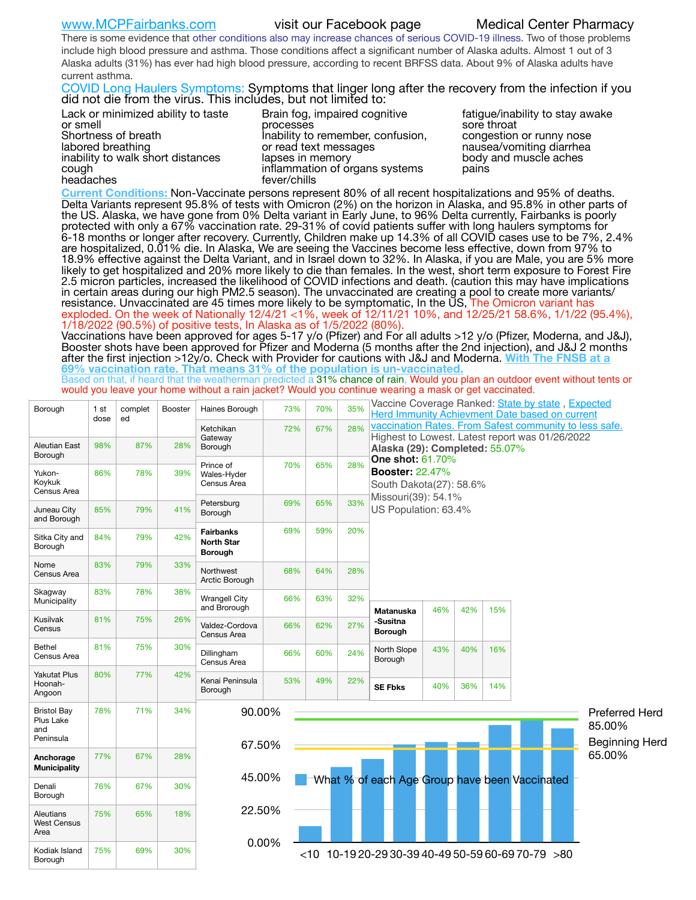www.MCPFairbanks.com    visit our Facebook page    Medical Center Pharmacy

There is some evidence that other conditions also may increase chances of serious COVID-19 illness. Two of those problems include high blood pressure and asthma. Those conditions affect a significant number of Alaska adults. Almost 1 out of 3 Alaska adults (31%) has ever had high blood pressure, according to recent BRFSS data. About 9% of Alaska adults have current asthma.

COVID Long Haulers Symptoms: Symptoms that linger long after the recovery from the infection if you did not die from the virus. This includes, but not limited to:

- Lack or minimized ability to taste or smell
- Shortness of breath
- labored breathing
- inability to walk short distances
- cough
- headaches
- Brain fog, impaired cognitive processes
- Inability to remember, confusion, or read text messages
- lapses in memory
- inflammation of organs systems
- fever/chills
- fatigue/inability to stay awake
- sore throat
- congestion or runny nose
- nausea/vomiting diarrhea
- body and muscle aches
- pains

**Current Conditions:** Non-Vaccinate persons represent 80% of all recent hospitalizations and 95% of deaths. Delta Variants represent 95.8% of tests with Omicron (2%) on the horizon in Alaska, and 95.8% in other parts of the US. Alaska, we have gone from 0% Delta variant in Early June, to 96% Delta currently, Fairbanks is poorly protected with only a 67% vaccination rate. 29-31% of covid patients suffer with long haulers symptoms for 6-18 months or longer after recovery. Currently, Children make up 14.3% of all COVID cases use to be 7%, 2.4% are hospitalized, 0.01% die. In Alaska, We are seeing the Vaccines become less effective, down from 97% to 18.9% effective against the Delta Variant, and in Israel down to 32%. In Alaska, if you are Male, you are 5% more likely to get hospitalized and 20% more likely to die than females. In the west, short term exposure to Forest Fire 2.5 micron particles, increased the likelihood of COVID infections and death. (caution this may have implications in certain areas during our high PM2.5 season). The unvaccinated are creating a pool to create more variants/ resistance. Unvaccinated are 45 times more likely to be symptomatic, In the US, The Omicron variant has exploded. On the week of Nationally 12/4/21 <1%, week of 12/11/21 10%, and 12/25/21 58.6%, 1/1/22 (95.4%), 1/18/2022 (90.5%) of positive tests, In Alaska as of 1/5/2022 (80%).

Vaccinations have been approved for ages 5-17 y/o (Pfizer) and For all adults >12 y/o (Pfizer, Moderna, and J&J), Booster shots have been approved for Pfizer and Moderna (5 months after the 2nd injection), and J&J 2 months after the first injection >12y/o. Check with Provider for cautions with J&J and Moderna. **With The FNSB at a 69% vaccination rate. That means 31% of the population is un-vaccinated.**

Based on that, if heard that the weatherman predicted a 31% chance of rain, Would you plan an outdoor event without tents or would you leave your home without a rain jacket? Would you continue wearing a mask or get vaccinated.

| Borough | 1 st dose | completed | Booster |
|---|---|---|---|
| Aleutian East Borough | 98% | 87% | 28% |
| Yukon-Koykuk Census Area | 86% | 78% | 39% |
| Juneau City and Borough | 85% | 79% | 41% |
| Sitka City and Borough | 84% | 79% | 42% |
| Nome Census Area | 83% | 79% | 33% |
| Skagway Municipality | 83% | 78% | 38% |
| Kusilvak Census | 81% | 75% | 26% |
| Bethel Census Area | 81% | 75% | 30% |
| Yakutat Plus Hoonah-Angoon | 80% | 77% | 42% |
| Bristol Bay Plus Lake and Peninsula | 78% | 71% | 34% |
| **Anchorage Municipality** | 77% | 67% | 28% |
| Denali Borough | 76% | 67% | 30% |
| Aleutians West Census Area | 75% | 65% | 18% |
| Kodiak Island Borough | 75% | 69% | 30% |
| Haines Borough | 73% | 70% | 35% |
| Ketchikan Gateway Borough | 72% | 67% | 28% |
| Prince of Wales-Hyder Census Area | 70% | 65% | 28% |
| Petersburg Borough | 69% | 65% | 33% |
| **Fairbanks North Star Borough** | 69% | 59% | 20% |
| Northwest Arctic Borough | 68% | 64% | 28% |
| Wrangell City and Brorough | 66% | 63% | 32% |
| Valdez-Cordova Census Area | 66% | 62% | 27% |
| Dillingham Census Area | 66% | 60% | 24% |
| Kenai Peninsula Borough | 53% | 49% | 22% |
| **Matanuska -Susitna Borough** | 46% | 42% | 15% |
| North Slope Borough | 43% | 40% | 16% |
| **SE Fbks** | 40% | 36% | 14% |

Vaccine Coverage Ranked: State by state , Expected Herd Immunity Achievment Date based on current vaccination Rates. From Safest community to less safe.
Highest to Lowest. Latest report was 01/26/2022
**Alaska (29): Completed:** 55.07%
**One shot:** 61.70%
**Booster:** 22.47%
South Dakota(27): 58.6%
Missouri(39): 54.1%
US Population: 63.4%

90.00%
67.50%
45.00%
22.50%
0.00%
What % of each Age Group have been Vaccinated
<10 10-19 20-29 30-39 40-49 50-59 60-69 70-79 >80
Preferred Herd 85.00%
Beginning Herd 65.00%